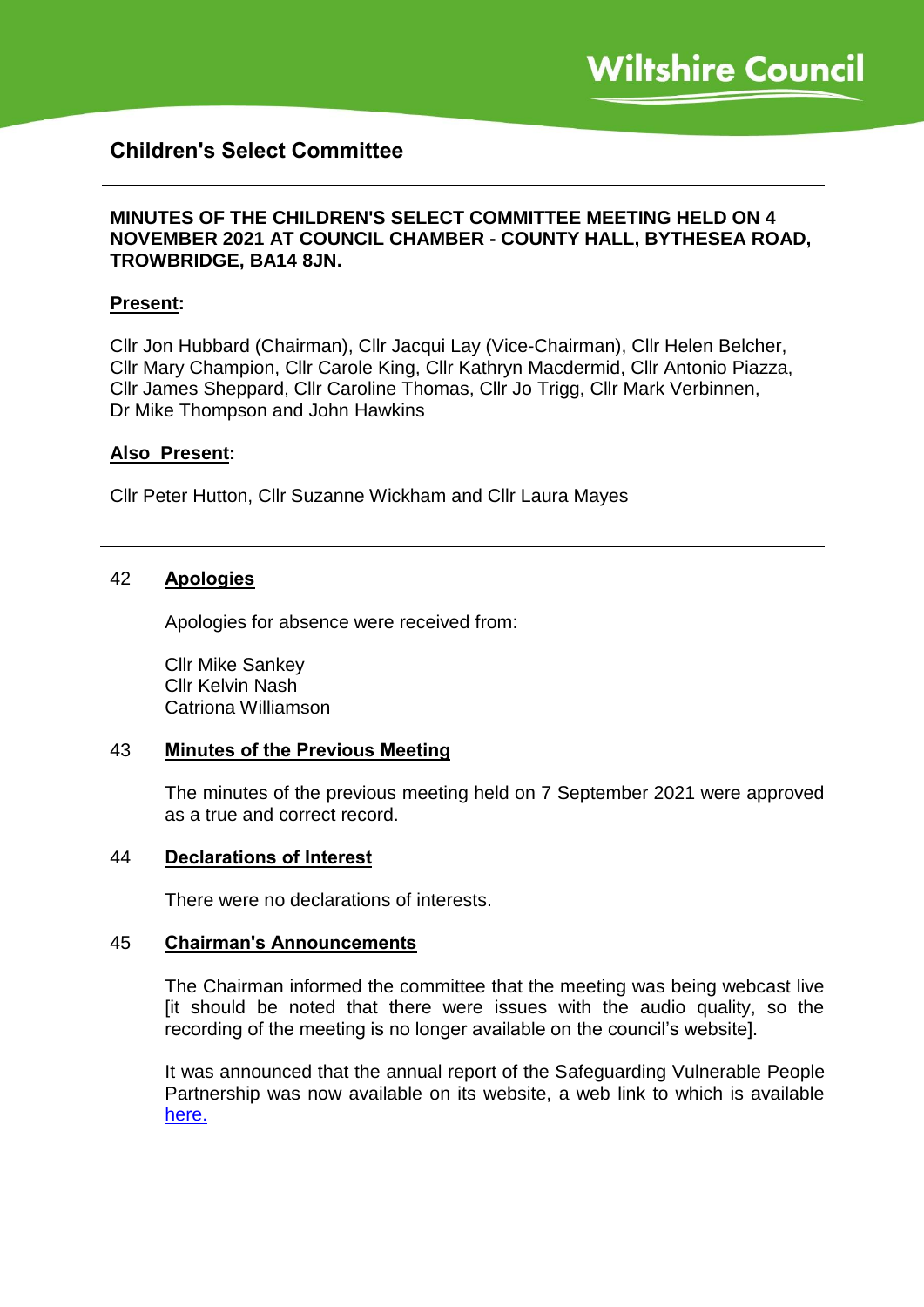Wiltshire Council

# Children's Select Committee

**MINUTES OF THE CHILDREN'S SELECT COMMITTEE MEETING HELD ON 4 NOVEMBER 2021 AT COUNCIL CHAMBER - COUNTY HALL, BYTHESEA ROAD, TROWBRIDGE, BA14 8JN.**

**Present:**

Cllr Jon Hubbard (Chairman), Cllr Jacqui Lay (Vice-Chairman), Cllr Helen Belcher, Cllr Mary Champion, Cllr Carole King, Cllr Kathryn Macdermid, Cllr Antonio Piazza, Cllr James Sheppard, Cllr Caroline Thomas, Cllr Jo Trigg, Cllr Mark Verbinnen, Dr Mike Thompson and John Hawkins

**Also Present:**

Cllr Peter Hutton, Cllr Suzanne Wickham and Cllr Laura Mayes

---

## 42 Apologies

Apologies for absence were received from:

Cllr Mike Sankey
Cllr Kelvin Nash
Catriona Williamson

## 43 Minutes of the Previous Meeting

The minutes of the previous meeting held on 7 September 2021 were approved as a true and correct record.

## 44 Declarations of Interest

There were no declarations of interests.

## 45 Chairman's Announcements

The Chairman informed the committee that the meeting was being webcast live [it should be noted that there were issues with the audio quality, so the recording of the meeting is no longer available on the council's website].

It was announced that the annual report of the Safeguarding Vulnerable People Partnership was now available on its website, a web link to which is available here.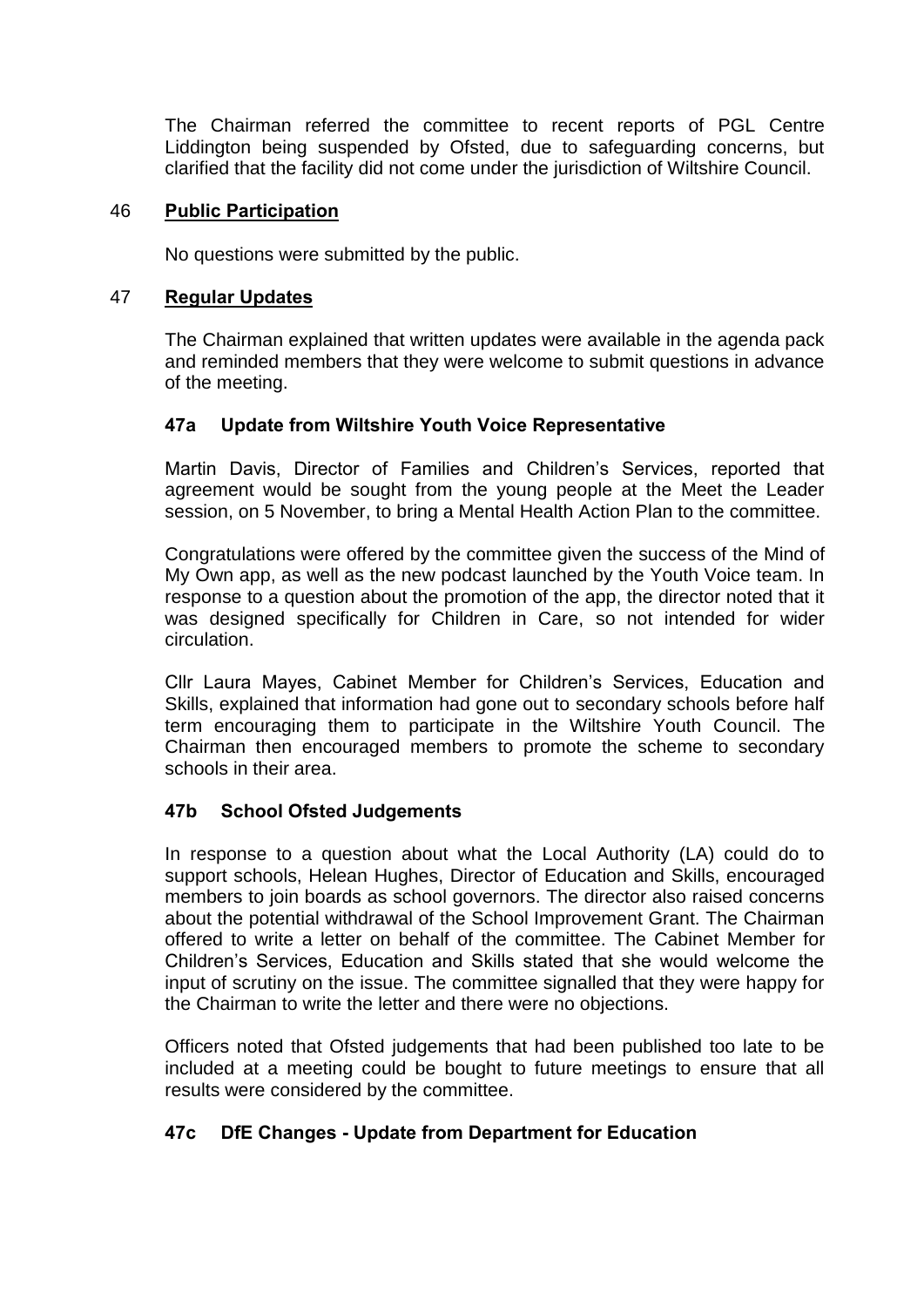The Chairman referred the committee to recent reports of PGL Centre Liddington being suspended by Ofsted, due to safeguarding concerns, but clarified that the facility did not come under the jurisdiction of Wiltshire Council.

## 46 **Public Participation**

No questions were submitted by the public.

## 47 **Regular Updates**

The Chairman explained that written updates were available in the agenda pack and reminded members that they were welcome to submit questions in advance of the meeting.

### 47a Update from Wiltshire Youth Voice Representative

Martin Davis, Director of Families and Children's Services, reported that agreement would be sought from the young people at the Meet the Leader session, on 5 November, to bring a Mental Health Action Plan to the committee.

Congratulations were offered by the committee given the success of the Mind of My Own app, as well as the new podcast launched by the Youth Voice team. In response to a question about the promotion of the app, the director noted that it was designed specifically for Children in Care, so not intended for wider circulation.

Cllr Laura Mayes, Cabinet Member for Children's Services, Education and Skills, explained that information had gone out to secondary schools before half term encouraging them to participate in the Wiltshire Youth Council. The Chairman then encouraged members to promote the scheme to secondary schools in their area.

### 47b School Ofsted Judgements

In response to a question about what the Local Authority (LA) could do to support schools, Helean Hughes, Director of Education and Skills, encouraged members to join boards as school governors. The director also raised concerns about the potential withdrawal of the School Improvement Grant. The Chairman offered to write a letter on behalf of the committee. The Cabinet Member for Children's Services, Education and Skills stated that she would welcome the input of scrutiny on the issue. The committee signalled that they were happy for the Chairman to write the letter and there were no objections.

Officers noted that Ofsted judgements that had been published too late to be included at a meeting could be bought to future meetings to ensure that all results were considered by the committee.

### 47c DfE Changes - Update from Department for Education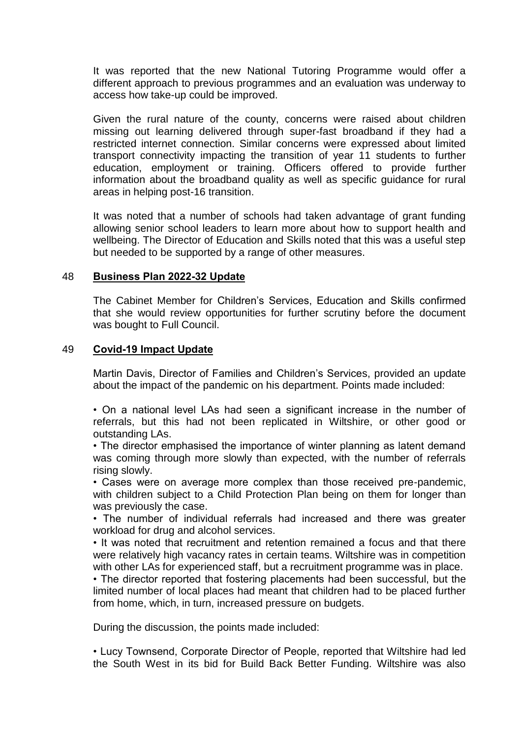It was reported that the new National Tutoring Programme would offer a different approach to previous programmes and an evaluation was underway to access how take-up could be improved.

Given the rural nature of the county, concerns were raised about children missing out learning delivered through super-fast broadband if they had a restricted internet connection. Similar concerns were expressed about limited transport connectivity impacting the transition of year 11 students to further education, employment or training. Officers offered to provide further information about the broadband quality as well as specific guidance for rural areas in helping post-16 transition.

It was noted that a number of schools had taken advantage of grant funding allowing senior school leaders to learn more about how to support health and wellbeing. The Director of Education and Skills noted that this was a useful step but needed to be supported by a range of other measures.

## 48 **Business Plan 2022-32 Update**

The Cabinet Member for Children's Services, Education and Skills confirmed that she would review opportunities for further scrutiny before the document was bought to Full Council.

## 49 **Covid-19 Impact Update**

Martin Davis, Director of Families and Children's Services, provided an update about the impact of the pandemic on his department. Points made included:

- On a national level LAs had seen a significant increase in the number of referrals, but this had not been replicated in Wiltshire, or other good or outstanding LAs.
- The director emphasised the importance of winter planning as latent demand was coming through more slowly than expected, with the number of referrals rising slowly.
- Cases were on average more complex than those received pre-pandemic, with children subject to a Child Protection Plan being on them for longer than was previously the case.
- The number of individual referrals had increased and there was greater workload for drug and alcohol services.
- It was noted that recruitment and retention remained a focus and that there were relatively high vacancy rates in certain teams. Wiltshire was in competition with other LAs for experienced staff, but a recruitment programme was in place.
- The director reported that fostering placements had been successful, but the limited number of local places had meant that children had to be placed further from home, which, in turn, increased pressure on budgets.

During the discussion, the points made included:

- Lucy Townsend, Corporate Director of People, reported that Wiltshire had led the South West in its bid for Build Back Better Funding. Wiltshire was also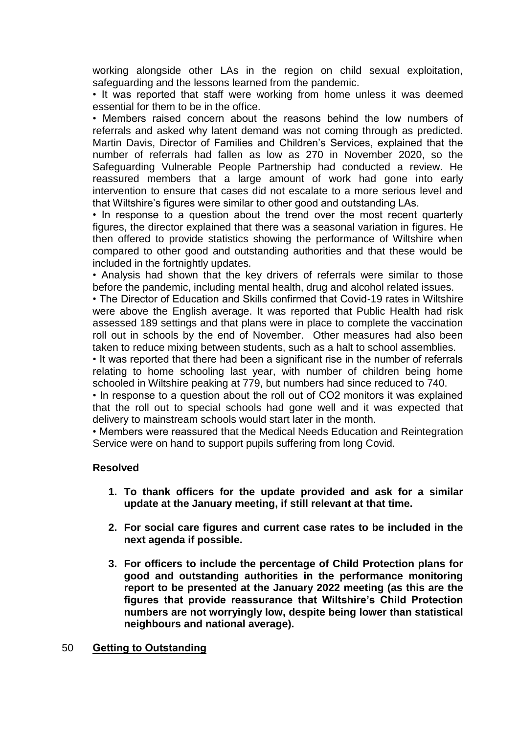working alongside other LAs in the region on child sexual exploitation, safeguarding and the lessons learned from the pandemic.

- It was reported that staff were working from home unless it was deemed essential for them to be in the office.
- Members raised concern about the reasons behind the low numbers of referrals and asked why latent demand was not coming through as predicted. Martin Davis, Director of Families and Children's Services, explained that the number of referrals had fallen as low as 270 in November 2020, so the Safeguarding Vulnerable People Partnership had conducted a review. He reassured members that a large amount of work had gone into early intervention to ensure that cases did not escalate to a more serious level and that Wiltshire's figures were similar to other good and outstanding LAs.
- In response to a question about the trend over the most recent quarterly figures, the director explained that there was a seasonal variation in figures. He then offered to provide statistics showing the performance of Wiltshire when compared to other good and outstanding authorities and that these would be included in the fortnightly updates.
- Analysis had shown that the key drivers of referrals were similar to those before the pandemic, including mental health, drug and alcohol related issues.
- The Director of Education and Skills confirmed that Covid-19 rates in Wiltshire were above the English average. It was reported that Public Health had risk assessed 189 settings and that plans were in place to complete the vaccination roll out in schools by the end of November. Other measures had also been taken to reduce mixing between students, such as a halt to school assemblies.
- It was reported that there had been a significant rise in the number of referrals relating to home schooling last year, with number of children being home schooled in Wiltshire peaking at 779, but numbers had since reduced to 740.
- In response to a question about the roll out of $CO_2$ monitors it was explained that the roll out to special schools had gone well and it was expected that delivery to mainstream schools would start later in the month.
- Members were reassured that the Medical Needs Education and Reintegration Service were on hand to support pupils suffering from long Covid.

**Resolved**

1. **To thank officers for the update provided and ask for a similar update at the January meeting, if still relevant at that time.**
2. **For social care figures and current case rates to be included in the next agenda if possible.**
3. **For officers to include the percentage of Child Protection plans for good and outstanding authorities in the performance monitoring report to be presented at the January 2022 meeting (as this are the figures that provide reassurance that Wiltshire's Child Protection numbers are not worryingly low, despite being lower than statistical neighbours and national average).**

## 50 **Getting to Outstanding**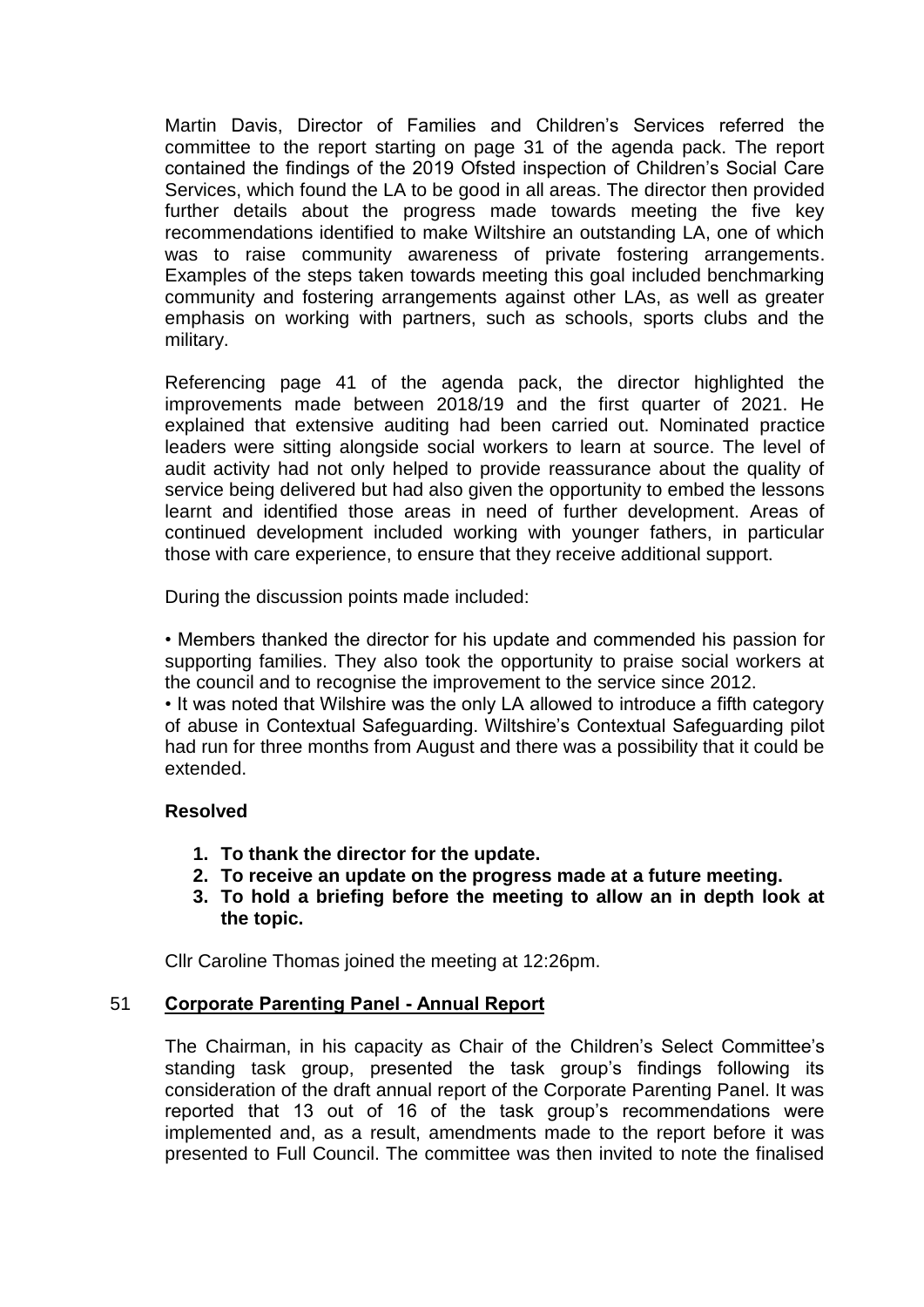Martin Davis, Director of Families and Children's Services referred the committee to the report starting on page 31 of the agenda pack. The report contained the findings of the 2019 Ofsted inspection of Children's Social Care Services, which found the LA to be good in all areas. The director then provided further details about the progress made towards meeting the five key recommendations identified to make Wiltshire an outstanding LA, one of which was to raise community awareness of private fostering arrangements. Examples of the steps taken towards meeting this goal included benchmarking community and fostering arrangements against other LAs, as well as greater emphasis on working with partners, such as schools, sports clubs and the military.

Referencing page 41 of the agenda pack, the director highlighted the improvements made between 2018/19 and the first quarter of 2021. He explained that extensive auditing had been carried out. Nominated practice leaders were sitting alongside social workers to learn at source. The level of audit activity had not only helped to provide reassurance about the quality of service being delivered but had also given the opportunity to embed the lessons learnt and identified those areas in need of further development. Areas of continued development included working with younger fathers, in particular those with care experience, to ensure that they receive additional support.

During the discussion points made included:

- Members thanked the director for his update and commended his passion for supporting families. They also took the opportunity to praise social workers at the council and to recognise the improvement to the service since 2012.
- It was noted that Wilshire was the only LA allowed to introduce a fifth category of abuse in Contextual Safeguarding. Wiltshire's Contextual Safeguarding pilot had run for three months from August and there was a possibility that it could be extended.

**Resolved**

1. **To thank the director for the update.**
2. **To receive an update on the progress made at a future meeting.**
3. **To hold a briefing before the meeting to allow an in depth look at the topic.**

Cllr Caroline Thomas joined the meeting at 12:26pm.

## 51 Corporate Parenting Panel - Annual Report

The Chairman, in his capacity as Chair of the Children's Select Committee's standing task group, presented the task group's findings following its consideration of the draft annual report of the Corporate Parenting Panel. It was reported that 13 out of 16 of the task group's recommendations were implemented and, as a result, amendments made to the report before it was presented to Full Council. The committee was then invited to note the finalised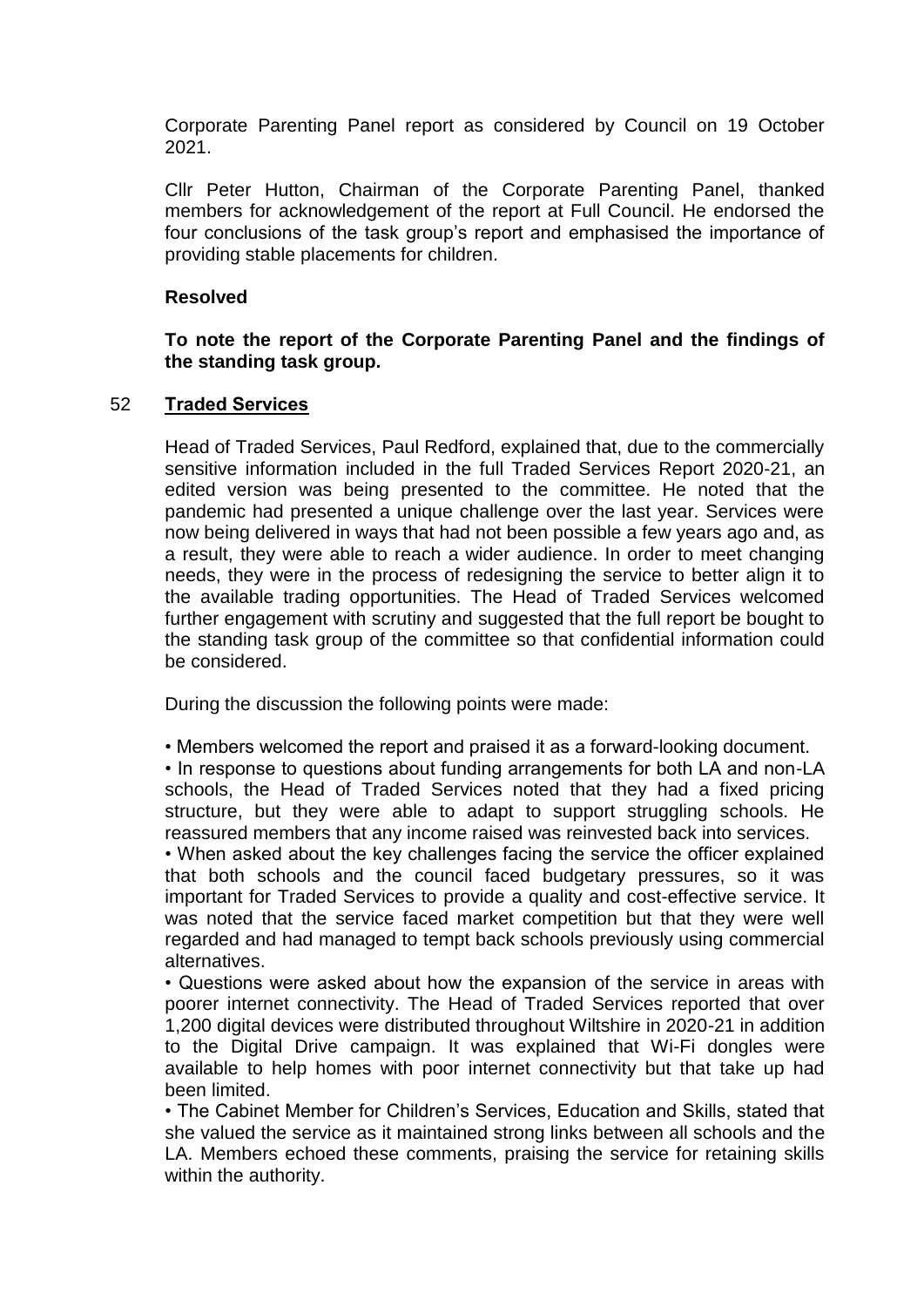Corporate Parenting Panel report as considered by Council on 19 October 2021.

Cllr Peter Hutton, Chairman of the Corporate Parenting Panel, thanked members for acknowledgement of the report at Full Council. He endorsed the four conclusions of the task group's report and emphasised the importance of providing stable placements for children.

**Resolved**

**To note the report of the Corporate Parenting Panel and the findings of the standing task group.**

## 52 Traded Services

Head of Traded Services, Paul Redford, explained that, due to the commercially sensitive information included in the full Traded Services Report 2020-21, an edited version was being presented to the committee. He noted that the pandemic had presented a unique challenge over the last year. Services were now being delivered in ways that had not been possible a few years ago and, as a result, they were able to reach a wider audience. In order to meet changing needs, they were in the process of redesigning the service to better align it to the available trading opportunities. The Head of Traded Services welcomed further engagement with scrutiny and suggested that the full report be bought to the standing task group of the committee so that confidential information could be considered.

During the discussion the following points were made:

- Members welcomed the report and praised it as a forward-looking document.
- In response to questions about funding arrangements for both LA and non-LA schools, the Head of Traded Services noted that they had a fixed pricing structure, but they were able to adapt to support struggling schools. He reassured members that any income raised was reinvested back into services.
- When asked about the key challenges facing the service the officer explained that both schools and the council faced budgetary pressures, so it was important for Traded Services to provide a quality and cost-effective service. It was noted that the service faced market competition but that they were well regarded and had managed to tempt back schools previously using commercial alternatives.
- Questions were asked about how the expansion of the service in areas with poorer internet connectivity. The Head of Traded Services reported that over 1,200 digital devices were distributed throughout Wiltshire in 2020-21 in addition to the Digital Drive campaign. It was explained that Wi-Fi dongles were available to help homes with poor internet connectivity but that take up had been limited.
- The Cabinet Member for Children's Services, Education and Skills, stated that she valued the service as it maintained strong links between all schools and the LA. Members echoed these comments, praising the service for retaining skills within the authority.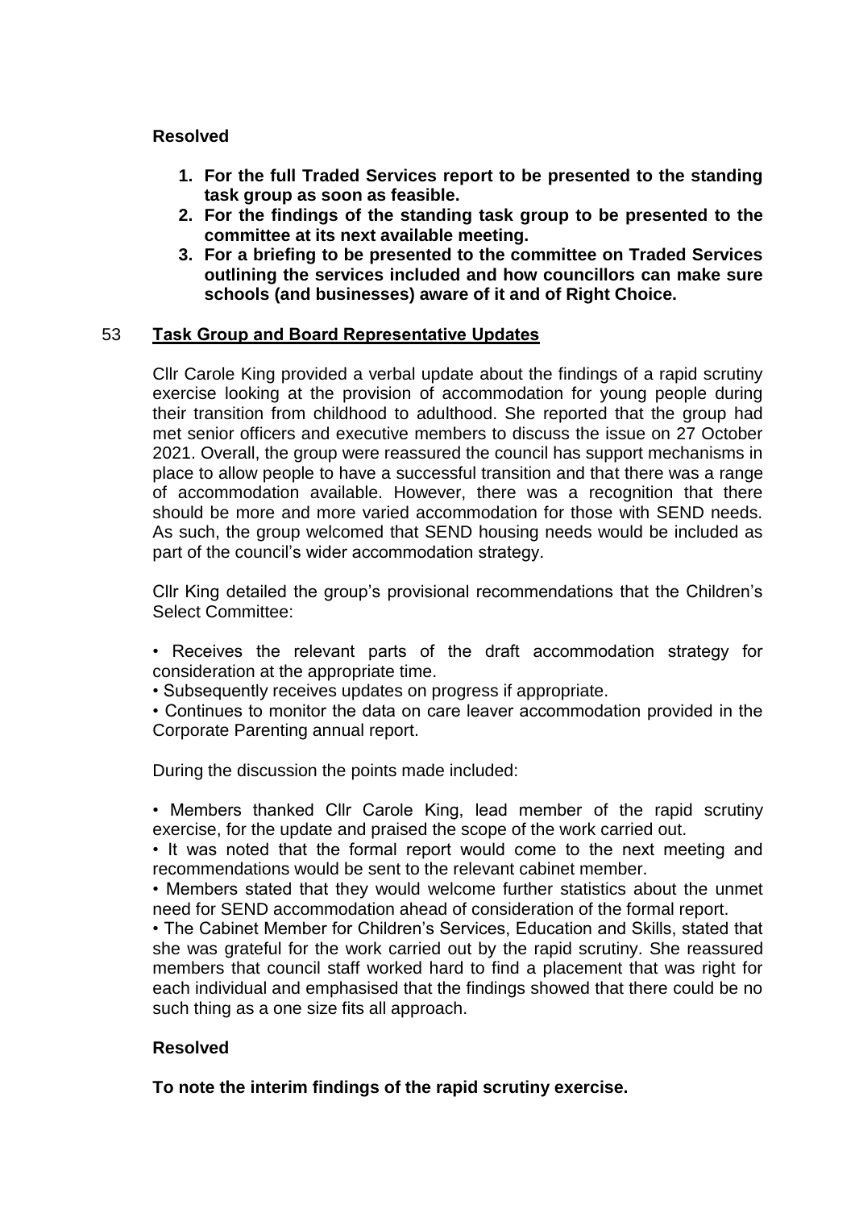**Resolved**

1. **For the full Traded Services report to be presented to the standing task group as soon as feasible.**
2. **For the findings of the standing task group to be presented to the committee at its next available meeting.**
3. **For a briefing to be presented to the committee on Traded Services outlining the services included and how councillors can make sure schools (and businesses) aware of it and of Right Choice.**

## 53 Task Group and Board Representative Updates

Cllr Carole King provided a verbal update about the findings of a rapid scrutiny exercise looking at the provision of accommodation for young people during their transition from childhood to adulthood. She reported that the group had met senior officers and executive members to discuss the issue on 27 October 2021. Overall, the group were reassured the council has support mechanisms in place to allow people to have a successful transition and that there was a range of accommodation available. However, there was a recognition that there should be more and more varied accommodation for those with SEND needs. As such, the group welcomed that SEND housing needs would be included as part of the council's wider accommodation strategy.

Cllr King detailed the group's provisional recommendations that the Children's Select Committee:

• Receives the relevant parts of the draft accommodation strategy for consideration at the appropriate time.
• Subsequently receives updates on progress if appropriate.
• Continues to monitor the data on care leaver accommodation provided in the Corporate Parenting annual report.

During the discussion the points made included:

• Members thanked Cllr Carole King, lead member of the rapid scrutiny exercise, for the update and praised the scope of the work carried out.
• It was noted that the formal report would come to the next meeting and recommendations would be sent to the relevant cabinet member.
• Members stated that they would welcome further statistics about the unmet need for SEND accommodation ahead of consideration of the formal report.
• The Cabinet Member for Children's Services, Education and Skills, stated that she was grateful for the work carried out by the rapid scrutiny. She reassured members that council staff worked hard to find a placement that was right for each individual and emphasised that the findings showed that there could be no such thing as a one size fits all approach.

**Resolved**

**To note the interim findings of the rapid scrutiny exercise.**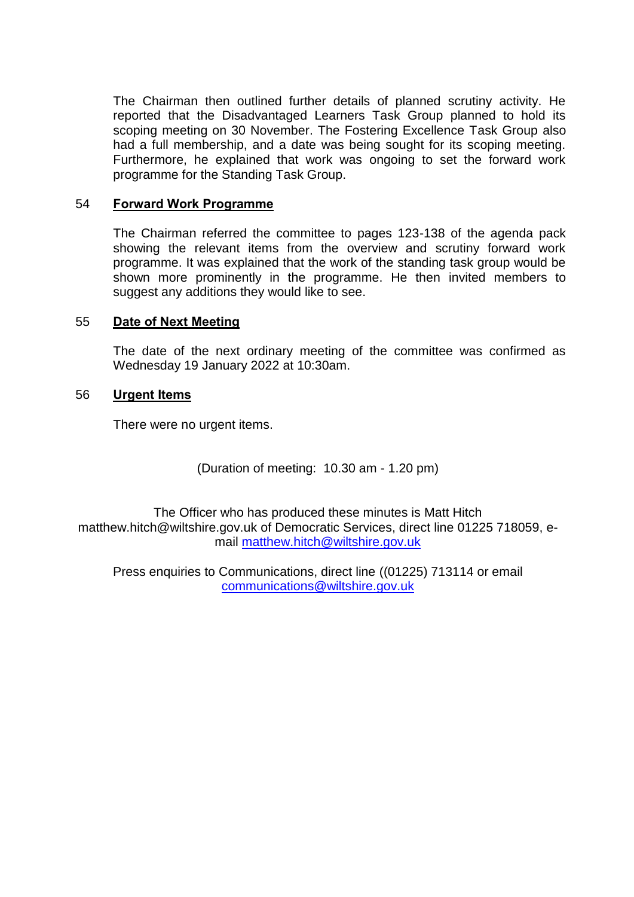The Chairman then outlined further details of planned scrutiny activity. He reported that the Disadvantaged Learners Task Group planned to hold its scoping meeting on 30 November. The Fostering Excellence Task Group also had a full membership, and a date was being sought for its scoping meeting. Furthermore, he explained that work was ongoing to set the forward work programme for the Standing Task Group.

## 54 **Forward Work Programme**

The Chairman referred the committee to pages 123-138 of the agenda pack showing the relevant items from the overview and scrutiny forward work programme. It was explained that the work of the standing task group would be shown more prominently in the programme. He then invited members to suggest any additions they would like to see.

## 55 **Date of Next Meeting**

The date of the next ordinary meeting of the committee was confirmed as Wednesday 19 January 2022 at 10:30am.

## 56 **Urgent Items**

There were no urgent items.

(Duration of meeting: 10.30 am - 1.20 pm)

The Officer who has produced these minutes is Matt Hitch matthew.hitch@wiltshire.gov.uk of Democratic Services, direct line 01225 718059, e-mail [matthew.hitch@wiltshire.gov.uk](mailto:matthew.hitch@wiltshire.gov.uk)

Press enquiries to Communications, direct line ((01225) 713114 or email [communications@wiltshire.gov.uk](mailto:communications@wiltshire.gov.uk)